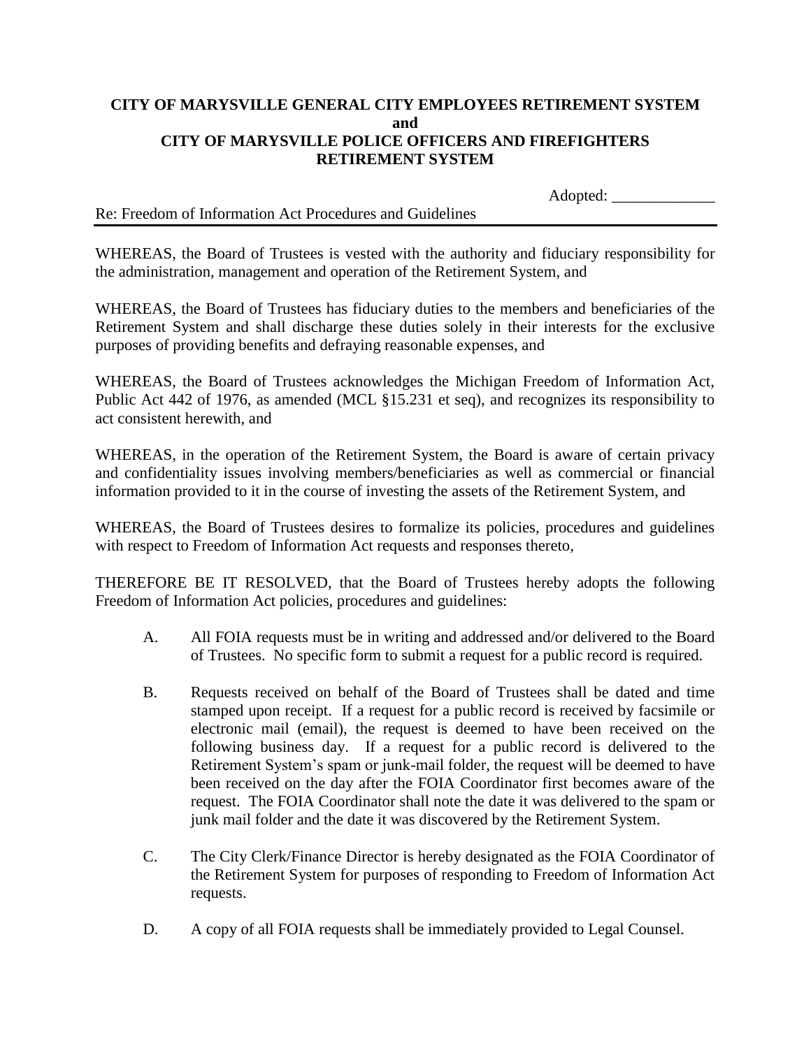**CITY OF MARYSVILLE GENERAL CITY EMPLOYEES RETIREMENT SYSTEM**
**and**
**CITY OF MARYSVILLE POLICE OFFICERS AND FIREFIGHTERS RETIREMENT SYSTEM**

Adopted: _____________

Re: Freedom of Information Act Procedures and Guidelines

---

WHEREAS, the Board of Trustees is vested with the authority and fiduciary responsibility for the administration, management and operation of the Retirement System, and

WHEREAS, the Board of Trustees has fiduciary duties to the members and beneficiaries of the Retirement System and shall discharge these duties solely in their interests for the exclusive purposes of providing benefits and defraying reasonable expenses, and

WHEREAS, the Board of Trustees acknowledges the Michigan Freedom of Information Act, Public Act 442 of 1976, as amended (MCL §15.231 et seq), and recognizes its responsibility to act consistent herewith, and

WHEREAS, in the operation of the Retirement System, the Board is aware of certain privacy and confidentiality issues involving members/beneficiaries as well as commercial or financial information provided to it in the course of investing the assets of the Retirement System, and

WHEREAS, the Board of Trustees desires to formalize its policies, procedures and guidelines with respect to Freedom of Information Act requests and responses thereto,

THEREFORE BE IT RESOLVED, that the Board of Trustees hereby adopts the following Freedom of Information Act policies, procedures and guidelines:

A. All FOIA requests must be in writing and addressed and/or delivered to the Board of Trustees. No specific form to submit a request for a public record is required.

B. Requests received on behalf of the Board of Trustees shall be dated and time stamped upon receipt. If a request for a public record is received by facsimile or electronic mail (email), the request is deemed to have been received on the following business day. If a request for a public record is delivered to the Retirement System's spam or junk-mail folder, the request will be deemed to have been received on the day after the FOIA Coordinator first becomes aware of the request. The FOIA Coordinator shall note the date it was delivered to the spam or junk mail folder and the date it was discovered by the Retirement System.

C. The City Clerk/Finance Director is hereby designated as the FOIA Coordinator of the Retirement System for purposes of responding to Freedom of Information Act requests.

D. A copy of all FOIA requests shall be immediately provided to Legal Counsel.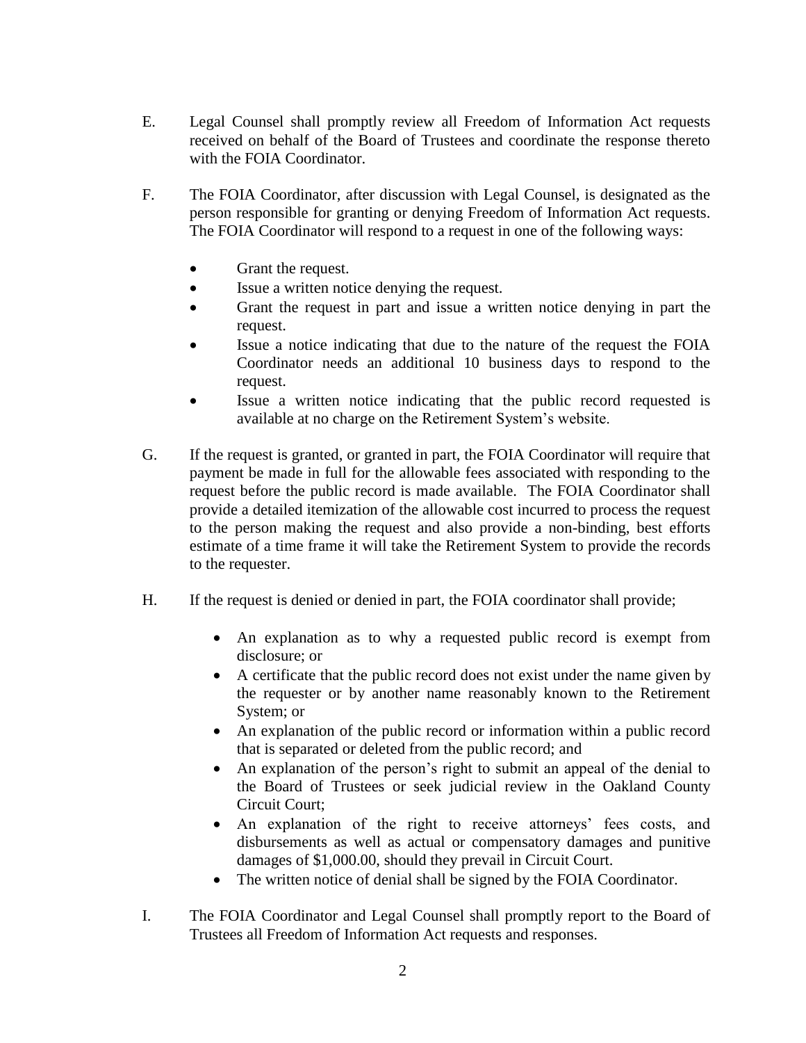E. Legal Counsel shall promptly review all Freedom of Information Act requests received on behalf of the Board of Trustees and coordinate the response thereto with the FOIA Coordinator.

F. The FOIA Coordinator, after discussion with Legal Counsel, is designated as the person responsible for granting or denying Freedom of Information Act requests. The FOIA Coordinator will respond to a request in one of the following ways:

- Grant the request.
- Issue a written notice denying the request.
- Grant the request in part and issue a written notice denying in part the request.
- Issue a notice indicating that due to the nature of the request the FOIA Coordinator needs an additional 10 business days to respond to the request.
- Issue a written notice indicating that the public record requested is available at no charge on the Retirement System's website.

G. If the request is granted, or granted in part, the FOIA Coordinator will require that payment be made in full for the allowable fees associated with responding to the request before the public record is made available. The FOIA Coordinator shall provide a detailed itemization of the allowable cost incurred to process the request to the person making the request and also provide a non-binding, best efforts estimate of a time frame it will take the Retirement System to provide the records to the requester.

H. If the request is denied or denied in part, the FOIA coordinator shall provide;

- An explanation as to why a requested public record is exempt from disclosure; or
- A certificate that the public record does not exist under the name given by the requester or by another name reasonably known to the Retirement System; or
- An explanation of the public record or information within a public record that is separated or deleted from the public record; and
- An explanation of the person's right to submit an appeal of the denial to the Board of Trustees or seek judicial review in the Oakland County Circuit Court;
- An explanation of the right to receive attorneys' fees costs, and disbursements as well as actual or compensatory damages and punitive damages of $1,000.00, should they prevail in Circuit Court.
- The written notice of denial shall be signed by the FOIA Coordinator.

I. The FOIA Coordinator and Legal Counsel shall promptly report to the Board of Trustees all Freedom of Information Act requests and responses.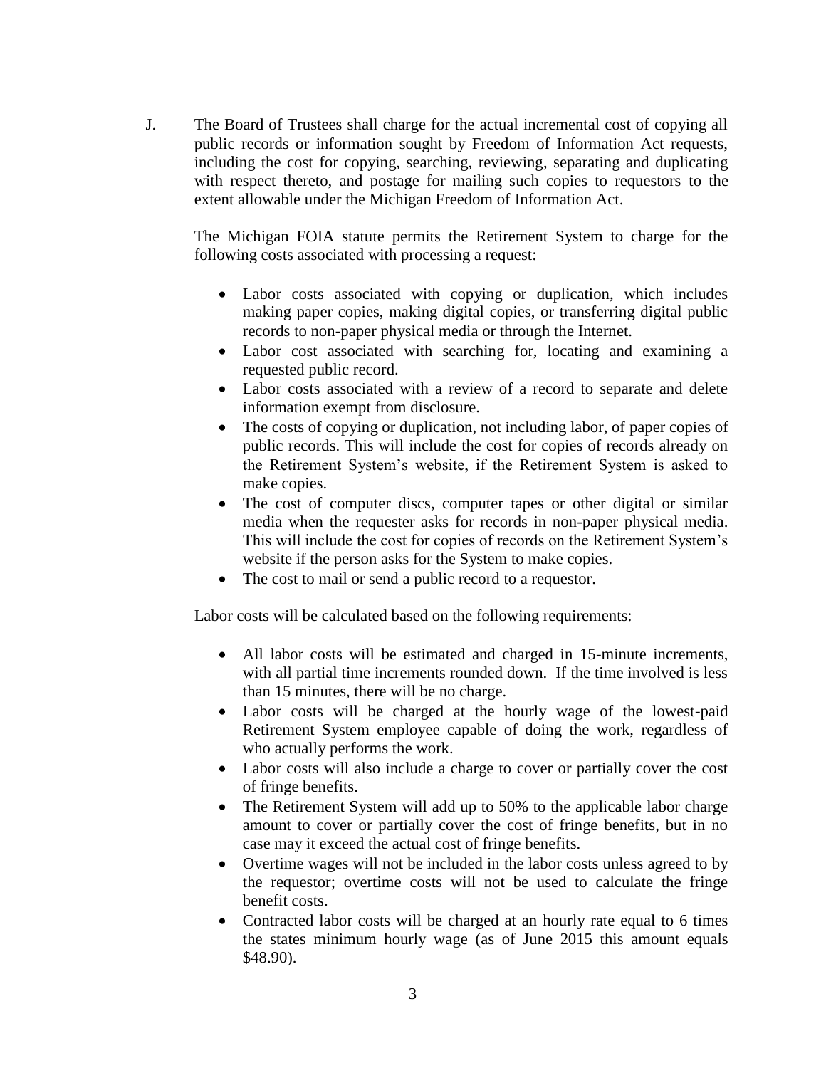J. The Board of Trustees shall charge for the actual incremental cost of copying all public records or information sought by Freedom of Information Act requests, including the cost for copying, searching, reviewing, separating and duplicating with respect thereto, and postage for mailing such copies to requestors to the extent allowable under the Michigan Freedom of Information Act.

The Michigan FOIA statute permits the Retirement System to charge for the following costs associated with processing a request:

- Labor costs associated with copying or duplication, which includes making paper copies, making digital copies, or transferring digital public records to non-paper physical media or through the Internet.
- Labor cost associated with searching for, locating and examining a requested public record.
- Labor costs associated with a review of a record to separate and delete information exempt from disclosure.
- The costs of copying or duplication, not including labor, of paper copies of public records. This will include the cost for copies of records already on the Retirement System's website, if the Retirement System is asked to make copies.
- The cost of computer discs, computer tapes or other digital or similar media when the requester asks for records in non-paper physical media. This will include the cost for copies of records on the Retirement System's website if the person asks for the System to make copies.
- The cost to mail or send a public record to a requestor.

Labor costs will be calculated based on the following requirements:

- All labor costs will be estimated and charged in 15-minute increments, with all partial time increments rounded down. If the time involved is less than 15 minutes, there will be no charge.
- Labor costs will be charged at the hourly wage of the lowest-paid Retirement System employee capable of doing the work, regardless of who actually performs the work.
- Labor costs will also include a charge to cover or partially cover the cost of fringe benefits.
- The Retirement System will add up to 50% to the applicable labor charge amount to cover or partially cover the cost of fringe benefits, but in no case may it exceed the actual cost of fringe benefits.
- Overtime wages will not be included in the labor costs unless agreed to by the requestor; overtime costs will not be used to calculate the fringe benefit costs.
- Contracted labor costs will be charged at an hourly rate equal to 6 times the states minimum hourly wage (as of June 2015 this amount equals $48.90).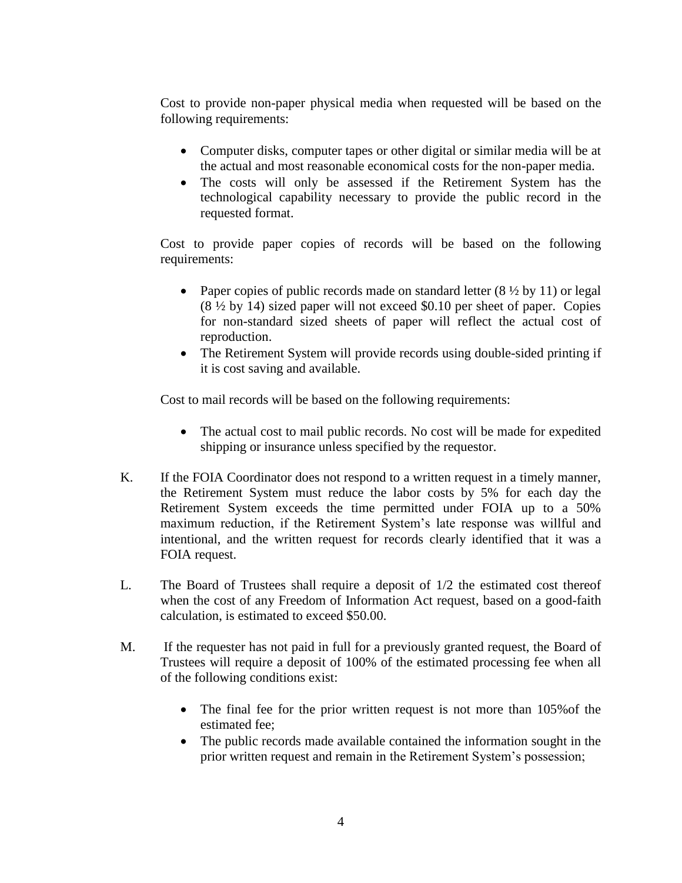Cost to provide non-paper physical media when requested will be based on the following requirements:

- Computer disks, computer tapes or other digital or similar media will be at the actual and most reasonable economical costs for the non-paper media.
- The costs will only be assessed if the Retirement System has the technological capability necessary to provide the public record in the requested format.

Cost to provide paper copies of records will be based on the following requirements:

- Paper copies of public records made on standard letter (8 ½ by 11) or legal (8 ½ by 14) sized paper will not exceed $0.10 per sheet of paper. Copies for non-standard sized sheets of paper will reflect the actual cost of reproduction.
- The Retirement System will provide records using double-sided printing if it is cost saving and available.

Cost to mail records will be based on the following requirements:

- The actual cost to mail public records. No cost will be made for expedited shipping or insurance unless specified by the requestor.

K. If the FOIA Coordinator does not respond to a written request in a timely manner, the Retirement System must reduce the labor costs by 5% for each day the Retirement System exceeds the time permitted under FOIA up to a 50% maximum reduction, if the Retirement System's late response was willful and intentional, and the written request for records clearly identified that it was a FOIA request.

L. The Board of Trustees shall require a deposit of 1/2 the estimated cost thereof when the cost of any Freedom of Information Act request, based on a good-faith calculation, is estimated to exceed $50.00.

M. If the requester has not paid in full for a previously granted request, the Board of Trustees will require a deposit of 100% of the estimated processing fee when all of the following conditions exist:

- The final fee for the prior written request is not more than 105%of the estimated fee;
- The public records made available contained the information sought in the prior written request and remain in the Retirement System's possession;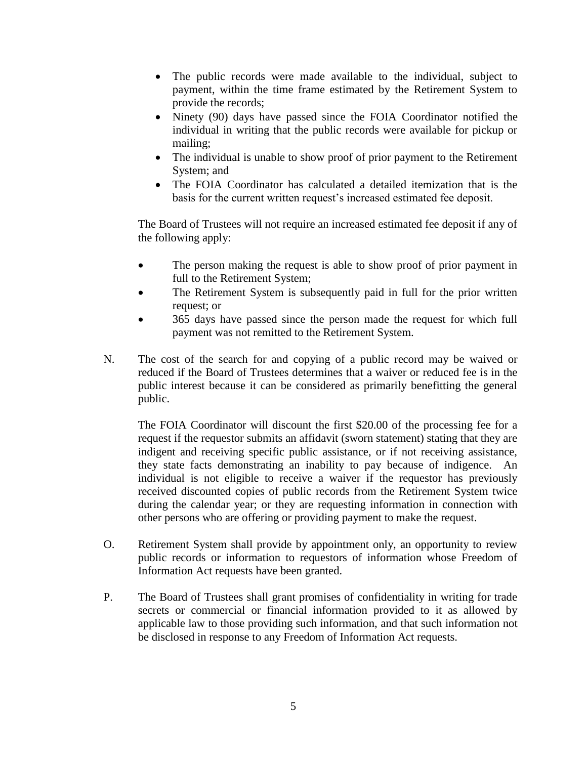- The public records were made available to the individual, subject to payment, within the time frame estimated by the Retirement System to provide the records;
- Ninety (90) days have passed since the FOIA Coordinator notified the individual in writing that the public records were available for pickup or mailing;
- The individual is unable to show proof of prior payment to the Retirement System; and
- The FOIA Coordinator has calculated a detailed itemization that is the basis for the current written request's increased estimated fee deposit.

The Board of Trustees will not require an increased estimated fee deposit if any of the following apply:

- The person making the request is able to show proof of prior payment in full to the Retirement System;
- The Retirement System is subsequently paid in full for the prior written request; or
- 365 days have passed since the person made the request for which full payment was not remitted to the Retirement System.

N. The cost of the search for and copying of a public record may be waived or reduced if the Board of Trustees determines that a waiver or reduced fee is in the public interest because it can be considered as primarily benefitting the general public.

The FOIA Coordinator will discount the first $20.00 of the processing fee for a request if the requestor submits an affidavit (sworn statement) stating that they are indigent and receiving specific public assistance, or if not receiving assistance, they state facts demonstrating an inability to pay because of indigence. An individual is not eligible to receive a waiver if the requestor has previously received discounted copies of public records from the Retirement System twice during the calendar year; or they are requesting information in connection with other persons who are offering or providing payment to make the request.

O. Retirement System shall provide by appointment only, an opportunity to review public records or information to requestors of information whose Freedom of Information Act requests have been granted.

P. The Board of Trustees shall grant promises of confidentiality in writing for trade secrets or commercial or financial information provided to it as allowed by applicable law to those providing such information, and that such information not be disclosed in response to any Freedom of Information Act requests.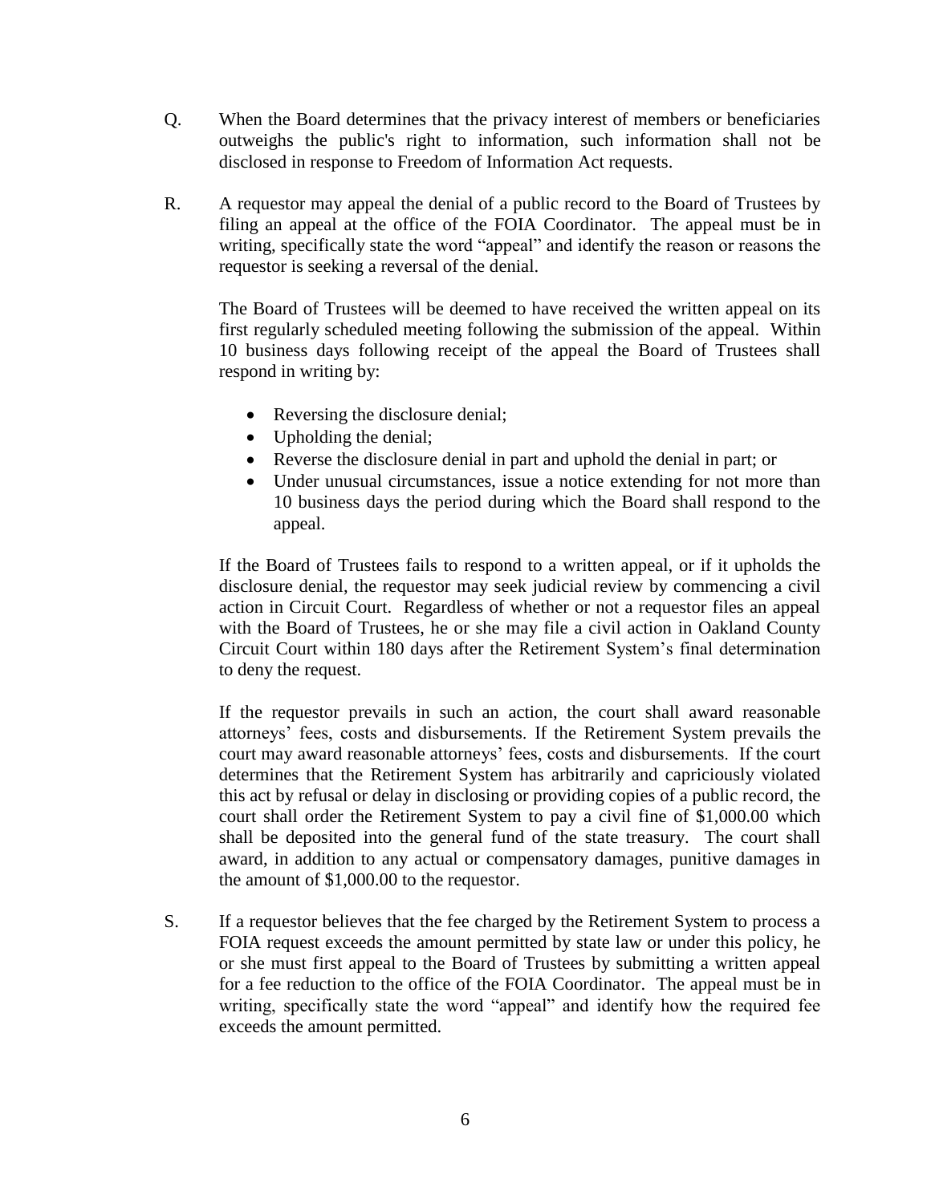Q. When the Board determines that the privacy interest of members or beneficiaries outweighs the public's right to information, such information shall not be disclosed in response to Freedom of Information Act requests.

R. A requestor may appeal the denial of a public record to the Board of Trustees by filing an appeal at the office of the FOIA Coordinator. The appeal must be in writing, specifically state the word "appeal" and identify the reason or reasons the requestor is seeking a reversal of the denial.

The Board of Trustees will be deemed to have received the written appeal on its first regularly scheduled meeting following the submission of the appeal. Within 10 business days following receipt of the appeal the Board of Trustees shall respond in writing by:

- Reversing the disclosure denial;
- Upholding the denial;
- Reverse the disclosure denial in part and uphold the denial in part; or
- Under unusual circumstances, issue a notice extending for not more than 10 business days the period during which the Board shall respond to the appeal.

If the Board of Trustees fails to respond to a written appeal, or if it upholds the disclosure denial, the requestor may seek judicial review by commencing a civil action in Circuit Court. Regardless of whether or not a requestor files an appeal with the Board of Trustees, he or she may file a civil action in Oakland County Circuit Court within 180 days after the Retirement System's final determination to deny the request.

If the requestor prevails in such an action, the court shall award reasonable attorneys' fees, costs and disbursements. If the Retirement System prevails the court may award reasonable attorneys' fees, costs and disbursements. If the court determines that the Retirement System has arbitrarily and capriciously violated this act by refusal or delay in disclosing or providing copies of a public record, the court shall order the Retirement System to pay a civil fine of $1,000.00 which shall be deposited into the general fund of the state treasury. The court shall award, in addition to any actual or compensatory damages, punitive damages in the amount of $1,000.00 to the requestor.

S. If a requestor believes that the fee charged by the Retirement System to process a FOIA request exceeds the amount permitted by state law or under this policy, he or she must first appeal to the Board of Trustees by submitting a written appeal for a fee reduction to the office of the FOIA Coordinator. The appeal must be in writing, specifically state the word "appeal" and identify how the required fee exceeds the amount permitted.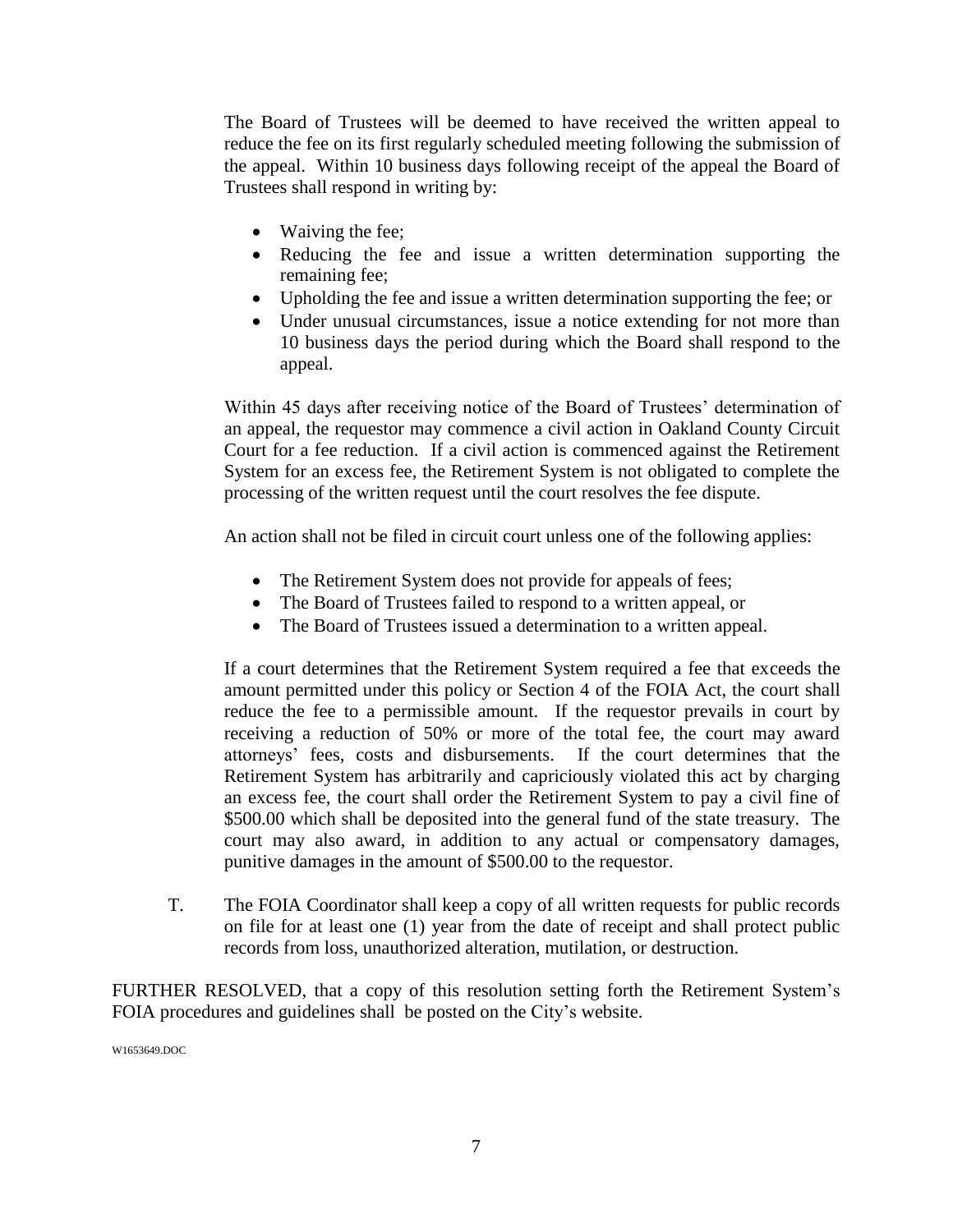The Board of Trustees will be deemed to have received the written appeal to reduce the fee on its first regularly scheduled meeting following the submission of the appeal. Within 10 business days following receipt of the appeal the Board of Trustees shall respond in writing by:

- Waiving the fee;
- Reducing the fee and issue a written determination supporting the remaining fee;
- Upholding the fee and issue a written determination supporting the fee; or
- Under unusual circumstances, issue a notice extending for not more than 10 business days the period during which the Board shall respond to the appeal.

Within 45 days after receiving notice of the Board of Trustees' determination of an appeal, the requestor may commence a civil action in Oakland County Circuit Court for a fee reduction. If a civil action is commenced against the Retirement System for an excess fee, the Retirement System is not obligated to complete the processing of the written request until the court resolves the fee dispute.

An action shall not be filed in circuit court unless one of the following applies:

- The Retirement System does not provide for appeals of fees;
- The Board of Trustees failed to respond to a written appeal, or
- The Board of Trustees issued a determination to a written appeal.

If a court determines that the Retirement System required a fee that exceeds the amount permitted under this policy or Section 4 of the FOIA Act, the court shall reduce the fee to a permissible amount. If the requestor prevails in court by receiving a reduction of 50% or more of the total fee, the court may award attorneys' fees, costs and disbursements. If the court determines that the Retirement System has arbitrarily and capriciously violated this act by charging an excess fee, the court shall order the Retirement System to pay a civil fine of $500.00 which shall be deposited into the general fund of the state treasury. The court may also award, in addition to any actual or compensatory damages, punitive damages in the amount of $500.00 to the requestor.

T. The FOIA Coordinator shall keep a copy of all written requests for public records on file for at least one (1) year from the date of receipt and shall protect public records from loss, unauthorized alteration, mutilation, or destruction.

FURTHER RESOLVED, that a copy of this resolution setting forth the Retirement System's FOIA procedures and guidelines shall be posted on the City's website.

W1653649.DOC